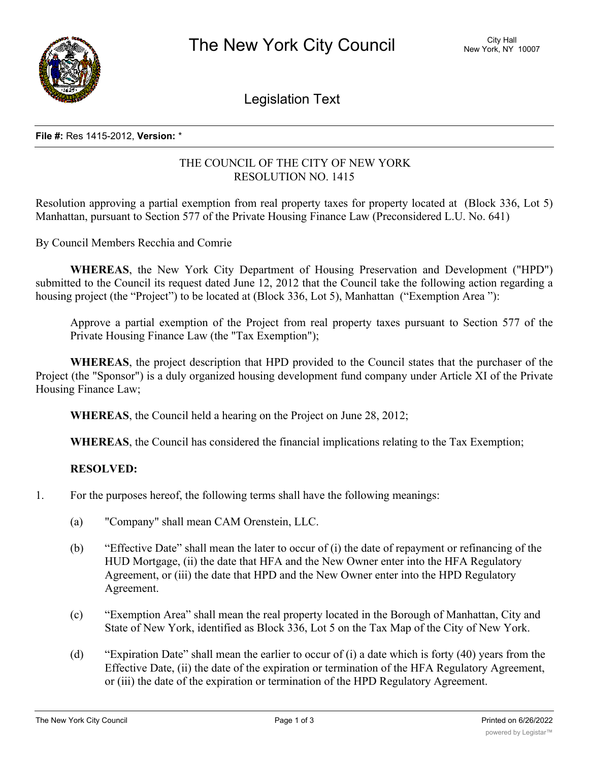# The New York City Council

City Hall
New York, NY 10007

## Legislation Text

**File #:** Res 1415-2012, **Version:** *

THE COUNCIL OF THE CITY OF NEW YORK
RESOLUTION NO. 1415

Resolution approving a partial exemption from real property taxes for property located at (Block 336, Lot 5) Manhattan, pursuant to Section 577 of the Private Housing Finance Law (Preconsidered L.U. No. 641)

By Council Members Recchia and Comrie

**WHEREAS**, the New York City Department of Housing Preservation and Development ("HPD") submitted to the Council its request dated June 12, 2012 that the Council take the following action regarding a housing project (the "Project") to be located at (Block 336, Lot 5), Manhattan ("Exemption Area "):

Approve a partial exemption of the Project from real property taxes pursuant to Section 577 of the Private Housing Finance Law (the "Tax Exemption");

**WHEREAS**, the project description that HPD provided to the Council states that the purchaser of the Project (the "Sponsor") is a duly organized housing development fund company under Article XI of the Private Housing Finance Law;

**WHEREAS**, the Council held a hearing on the Project on June 28, 2012;

**WHEREAS**, the Council has considered the financial implications relating to the Tax Exemption;

**RESOLVED:**

1. For the purposes hereof, the following terms shall have the following meanings:

   (a) "Company" shall mean CAM Orenstein, LLC.

   (b) "Effective Date" shall mean the later to occur of (i) the date of repayment or refinancing of the HUD Mortgage, (ii) the date that HFA and the New Owner enter into the HFA Regulatory Agreement, or (iii) the date that HPD and the New Owner enter into the HPD Regulatory Agreement.

   (c) "Exemption Area" shall mean the real property located in the Borough of Manhattan, City and State of New York, identified as Block 336, Lot 5 on the Tax Map of the City of New York.

   (d) "Expiration Date" shall mean the earlier to occur of (i) a date which is forty (40) years from the Effective Date, (ii) the date of the expiration or termination of the HFA Regulatory Agreement, or (iii) the date of the expiration or termination of the HPD Regulatory Agreement.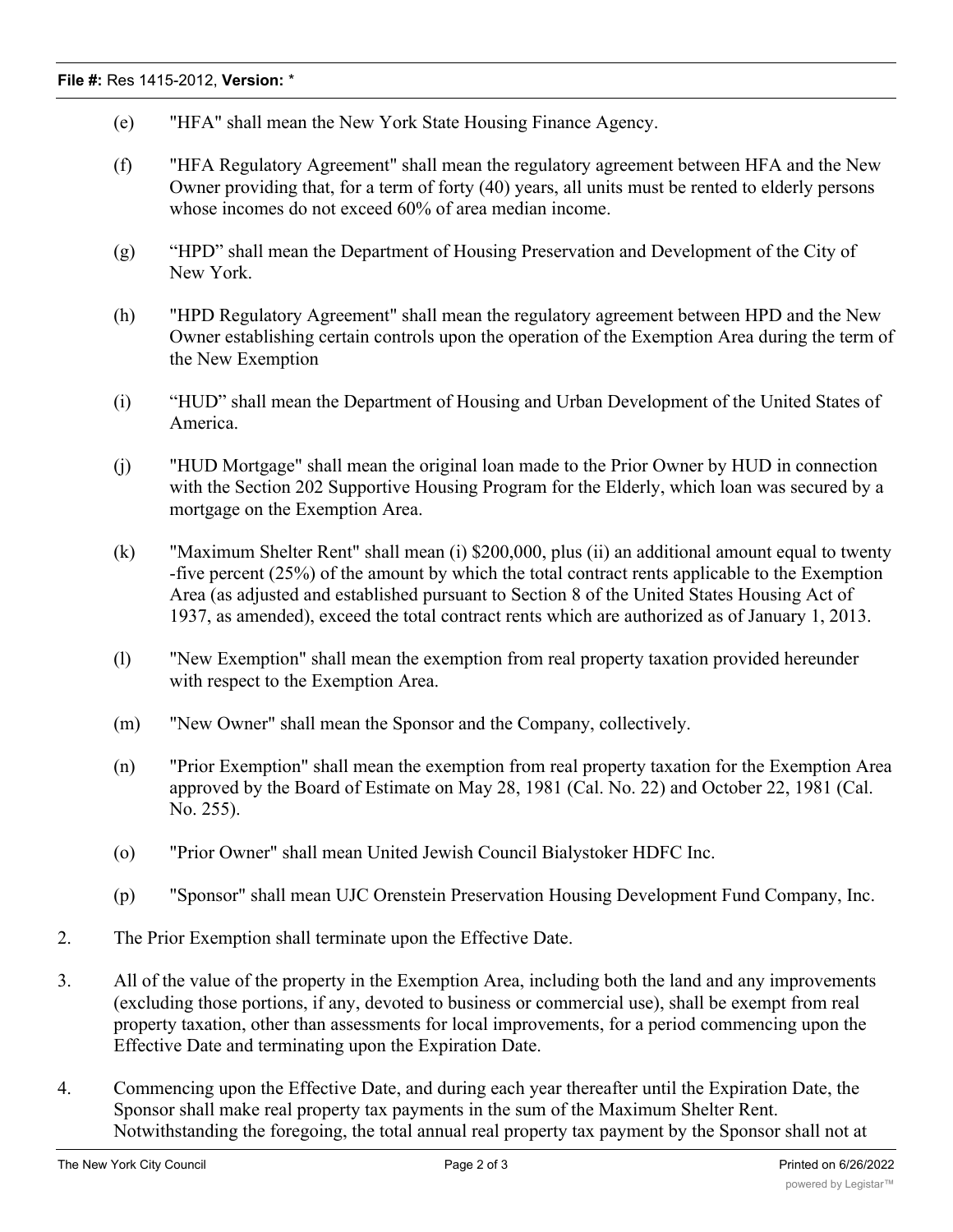(e) "HFA" shall mean the New York State Housing Finance Agency.

(f) "HFA Regulatory Agreement" shall mean the regulatory agreement between HFA and the New Owner providing that, for a term of forty (40) years, all units must be rented to elderly persons whose incomes do not exceed 60% of area median income.

(g) "HPD" shall mean the Department of Housing Preservation and Development of the City of New York.

(h) "HPD Regulatory Agreement" shall mean the regulatory agreement between HPD and the New Owner establishing certain controls upon the operation of the Exemption Area during the term of the New Exemption

(i) "HUD" shall mean the Department of Housing and Urban Development of the United States of America.

(j) "HUD Mortgage" shall mean the original loan made to the Prior Owner by HUD in connection with the Section 202 Supportive Housing Program for the Elderly, which loan was secured by a mortgage on the Exemption Area.

(k) "Maximum Shelter Rent" shall mean (i) $200,000, plus (ii) an additional amount equal to twenty-five percent (25%) of the amount by which the total contract rents applicable to the Exemption Area (as adjusted and established pursuant to Section 8 of the United States Housing Act of 1937, as amended), exceed the total contract rents which are authorized as of January 1, 2013.

(l) "New Exemption" shall mean the exemption from real property taxation provided hereunder with respect to the Exemption Area.

(m) "New Owner" shall mean the Sponsor and the Company, collectively.

(n) "Prior Exemption" shall mean the exemption from real property taxation for the Exemption Area approved by the Board of Estimate on May 28, 1981 (Cal. No. 22) and October 22, 1981 (Cal. No. 255).

(o) "Prior Owner" shall mean United Jewish Council Bialystoker HDFC Inc.

(p) "Sponsor" shall mean UJC Orenstein Preservation Housing Development Fund Company, Inc.

2. The Prior Exemption shall terminate upon the Effective Date.

3. All of the value of the property in the Exemption Area, including both the land and any improvements (excluding those portions, if any, devoted to business or commercial use), shall be exempt from real property taxation, other than assessments for local improvements, for a period commencing upon the Effective Date and terminating upon the Expiration Date.

4. Commencing upon the Effective Date, and during each year thereafter until the Expiration Date, the Sponsor shall make real property tax payments in the sum of the Maximum Shelter Rent. Notwithstanding the foregoing, the total annual real property tax payment by the Sponsor shall not at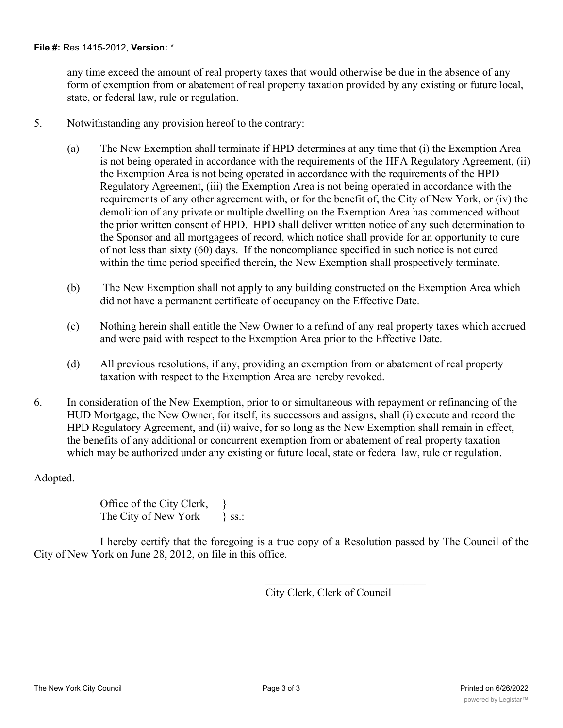any time exceed the amount of real property taxes that would otherwise be due in the absence of any form of exemption from or abatement of real property taxation provided by any existing or future local, state, or federal law, rule or regulation.

5. Notwithstanding any provision hereof to the contrary:

   (a) The New Exemption shall terminate if HPD determines at any time that (i) the Exemption Area is not being operated in accordance with the requirements of the HFA Regulatory Agreement, (ii) the Exemption Area is not being operated in accordance with the requirements of the HPD Regulatory Agreement, (iii) the Exemption Area is not being operated in accordance with the requirements of any other agreement with, or for the benefit of, the City of New York, or (iv) the demolition of any private or multiple dwelling on the Exemption Area has commenced without the prior written consent of HPD. HPD shall deliver written notice of any such determination to the Sponsor and all mortgagees of record, which notice shall provide for an opportunity to cure of not less than sixty (60) days. If the noncompliance specified in such notice is not cured within the time period specified therein, the New Exemption shall prospectively terminate.

   (b) The New Exemption shall not apply to any building constructed on the Exemption Area which did not have a permanent certificate of occupancy on the Effective Date.

   (c) Nothing herein shall entitle the New Owner to a refund of any real property taxes which accrued and were paid with respect to the Exemption Area prior to the Effective Date.

   (d) All previous resolutions, if any, providing an exemption from or abatement of real property taxation with respect to the Exemption Area are hereby revoked.

6. In consideration of the New Exemption, prior to or simultaneous with repayment or refinancing of the HUD Mortgage, the New Owner, for itself, its successors and assigns, shall (i) execute and record the HPD Regulatory Agreement, and (ii) waive, for so long as the New Exemption shall remain in effect, the benefits of any additional or concurrent exemption from or abatement of real property taxation which may be authorized under any existing or future local, state or federal law, rule or regulation.

Adopted.

Office of the City Clerk, }
The City of New York } ss.:

I hereby certify that the foregoing is a true copy of a Resolution passed by The Council of the City of New York on June 28, 2012, on file in this office.

\_\_\_\_\_\_\_\_\_\_\_\_\_\_\_\_\_\_\_\_\_\_\_\_\_\_\_\_\_\_

City Clerk, Clerk of Council